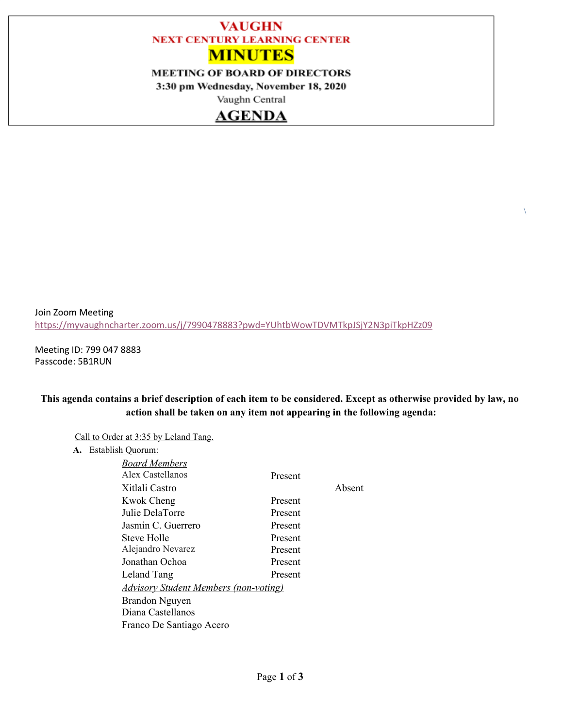# VAUGHN

## NEXT CENTURY LEARNING CENTER

# MINUTES

### MEETING OF BOARD OF DIRECTORS

**3:30 pm Wednesday, November 18, 2020**

Vaughn Central

## AGENDA

Join Zoom Meeting
https://myvaughncharter.zoom.us/j/7990478883?pwd=YUhtbWowTDVMTkpJSjY2N3piTkpHZz09

Meeting ID: 799 047 8883
Passcode: 5B1RUN

**This agenda contains a brief description of each item to be considered. Except as otherwise provided by law, no action shall be taken on any item not appearing in the following agenda:**

Call to Order at 3:35 by Leland Tang.

**A.** Establish Quorum:

*Board Members*

| Name | Present | Absent |
|---|---|---|
| Alex Castellanos | Present | |
| Xitlali Castro | | Absent |
| Kwok Cheng | Present | |
| Julie DelaTorre | Present | |
| Jasmin C. Guerrero | Present | |
| Steve Holle | Present | |
| Alejandro Nevarez | Present | |
| Jonathan Ochoa | Present | |
| Leland Tang | Present | |

*Advisory Student Members (non-voting)*

Brandon Nguyen
Diana Castellanos
Franco De Santiago Acero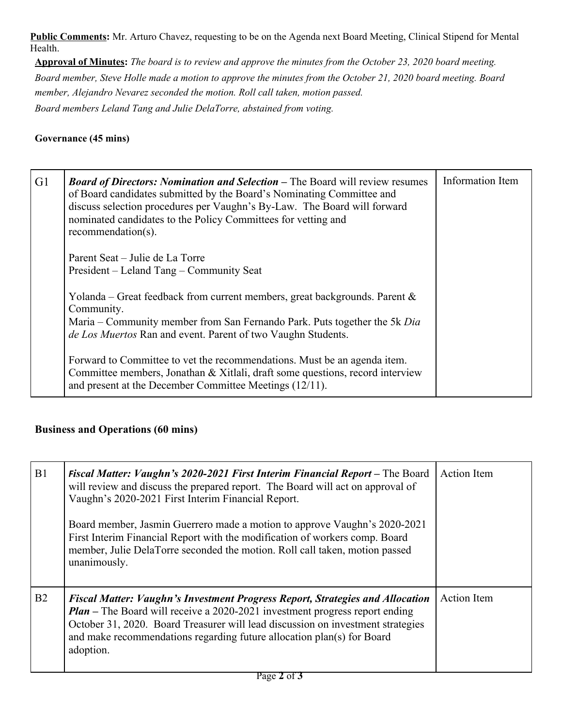**Public Comments:** Mr. Arturo Chavez, requesting to be on the Agenda next Board Meeting, Clinical Stipend for Mental Health.

**Approval of Minutes:** *The board is to review and approve the minutes from the October 23, 2020 board meeting. Board member, Steve Holle made a motion to approve the minutes from the October 21, 2020 board meeting. Board member, Alejandro Nevarez seconded the motion. Roll call taken, motion passed.*
*Board members Leland Tang and Julie DelaTorre, abstained from voting.*

**Governance (45 mins)**

| | | |
|---|---|---|
| G1 | ***Board of Directors: Nomination and Selection –*** The Board will review resumes of Board candidates submitted by the Board's Nominating Committee and discuss selection procedures per Vaughn's By-Law. The Board will forward nominated candidates to the Policy Committees for vetting and recommendation(s).<br><br>Parent Seat – Julie de La Torre<br>President – Leland Tang – Community Seat<br><br>Yolanda – Great feedback from current members, great backgrounds. Parent & Community.<br>Maria – Community member from San Fernando Park. Puts together the 5k *Dia de Los Muertos* Ran and event. Parent of two Vaughn Students.<br><br>Forward to Committee to vet the recommendations. Must be an agenda item. Committee members, Jonathan & Xitlali, draft some questions, record interview and present at the December Committee Meetings (12/11). | Information Item |

**Business and Operations (60 mins)**

| | | |
|---|---|---|
| B1 | ***Fiscal Matter: Vaughn's 2020-2021 First Interim Financial Report –*** The Board will review and discuss the prepared report. The Board will act on approval of Vaughn's 2020-2021 First Interim Financial Report.<br><br>Board member, Jasmin Guerrero made a motion to approve Vaughn's 2020-2021 First Interim Financial Report with the modification of workers comp. Board member, Julie DelaTorre seconded the motion. Roll call taken, motion passed unanimously. | Action Item |
| B2 | ***Fiscal Matter: Vaughn's Investment Progress Report, Strategies and Allocation Plan –*** The Board will receive a 2020-2021 investment progress report ending October 31, 2020. Board Treasurer will lead discussion on investment strategies and make recommendations regarding future allocation plan(s) for Board adoption. | Action Item |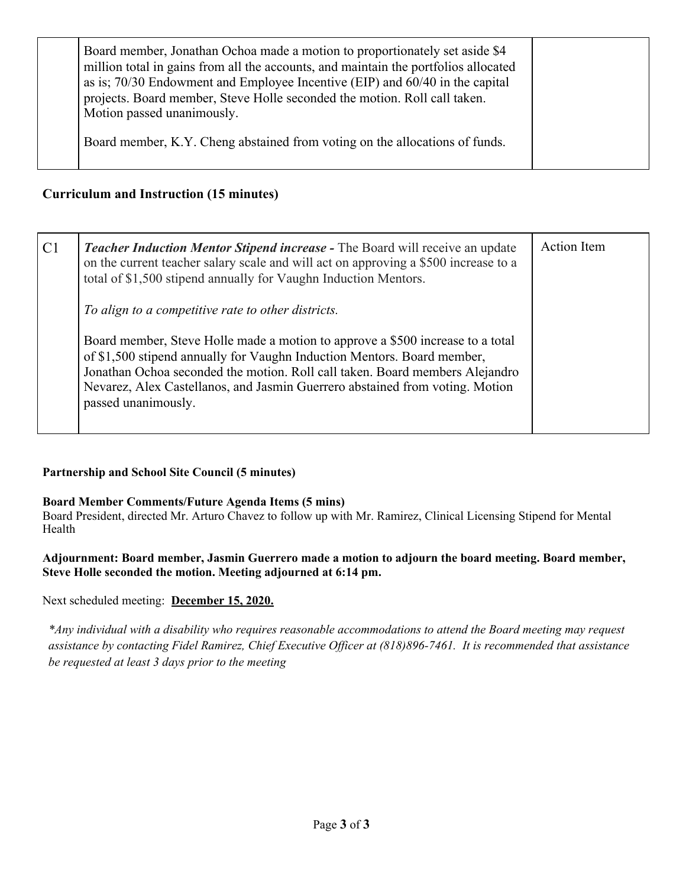| | | |
|---|---|---|
| | Board member, Jonathan Ochoa made a motion to proportionately set aside $4 million total in gains from all the accounts, and maintain the portfolios allocated as is; 70/30 Endowment and Employee Incentive (EIP) and 60/40 in the capital projects. Board member, Steve Holle seconded the motion. Roll call taken. Motion passed unanimously.<br><br>Board member, K.Y. Cheng abstained from voting on the allocations of funds. | |

**Curriculum and Instruction (15 minutes)**

| | | |
|---|---|---|
| C1 | ***Teacher Induction Mentor Stipend increase -*** The Board will receive an update on the current teacher salary scale and will act on approving a $500 increase to a total of $1,500 stipend annually for Vaughn Induction Mentors.<br><br>*To align to a competitive rate to other districts.*<br><br>Board member, Steve Holle made a motion to approve a $500 increase to a total of $1,500 stipend annually for Vaughn Induction Mentors. Board member, Jonathan Ochoa seconded the motion. Roll call taken. Board members Alejandro Nevarez, Alex Castellanos, and Jasmin Guerrero abstained from voting. Motion passed unanimously. | Action Item |

**Partnership and School Site Council (5 minutes)**

**Board Member Comments/Future Agenda Items (5 mins)**

Board President, directed Mr. Arturo Chavez to follow up with Mr. Ramirez, Clinical Licensing Stipend for Mental Health

**Adjournment: Board member, Jasmin Guerrero made a motion to adjourn the board meeting. Board member, Steve Holle seconded the motion. Meeting adjourned at 6:14 pm.**

Next scheduled meeting: **December 15, 2020.**

*\*Any individual with a disability who requires reasonable accommodations to attend the Board meeting may request assistance by contacting Fidel Ramirez, Chief Executive Officer at (818)896-7461. It is recommended that assistance be requested at least 3 days prior to the meeting*